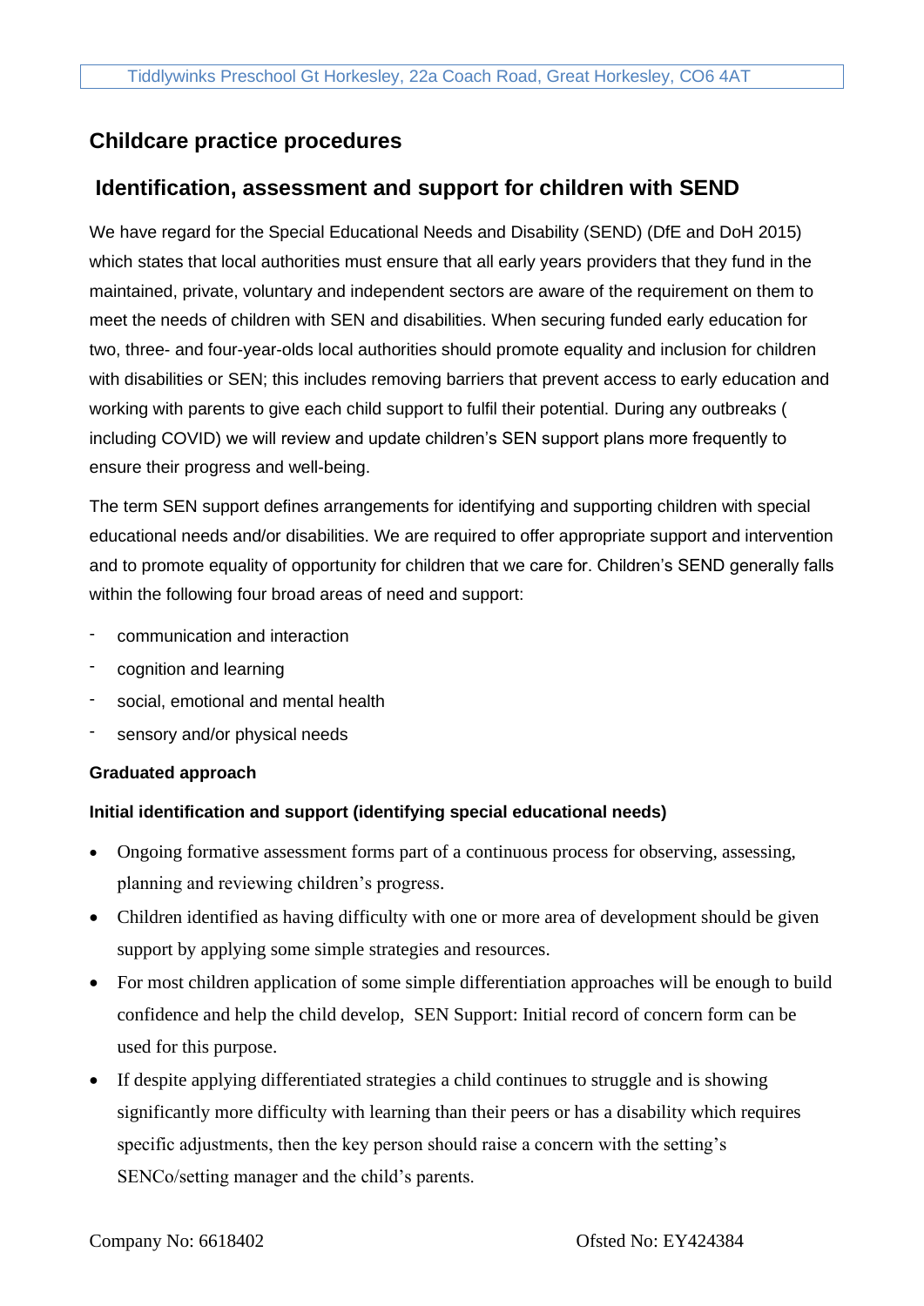## Childcare practice procedures

## Identification, assessment and support for children with SEND

We have regard for the Special Educational Needs and Disability (SEND) (DfE and DoH 2015) which states that local authorities must ensure that all early years providers that they fund in the maintained, private, voluntary and independent sectors are aware of the requirement on them to meet the needs of children with SEN and disabilities. When securing funded early education for two, three- and four-year-olds local authorities should promote equality and inclusion for children with disabilities or SEN; this includes removing barriers that prevent access to early education and working with parents to give each child support to fulfil their potential. During any outbreaks ( including COVID) we will review and update children's SEN support plans more frequently to ensure their progress and well-being.

The term SEN support defines arrangements for identifying and supporting children with special educational needs and/or disabilities. We are required to offer appropriate support and intervention and to promote equality of opportunity for children that we care for. Children's SEND generally falls within the following four broad areas of need and support:

- communication and interaction
- cognition and learning
- social, emotional and mental health
- sensory and/or physical needs

**Graduated approach**

**Initial identification and support (identifying special educational needs)**

- Ongoing formative assessment forms part of a continuous process for observing, assessing, planning and reviewing children's progress.
- Children identified as having difficulty with one or more area of development should be given support by applying some simple strategies and resources.
- For most children application of some simple differentiation approaches will be enough to build confidence and help the child develop, SEN Support: Initial record of concern form can be used for this purpose.
- If despite applying differentiated strategies a child continues to struggle and is showing significantly more difficulty with learning than their peers or has a disability which requires specific adjustments, then the key person should raise a concern with the setting's SENCo/setting manager and the child's parents.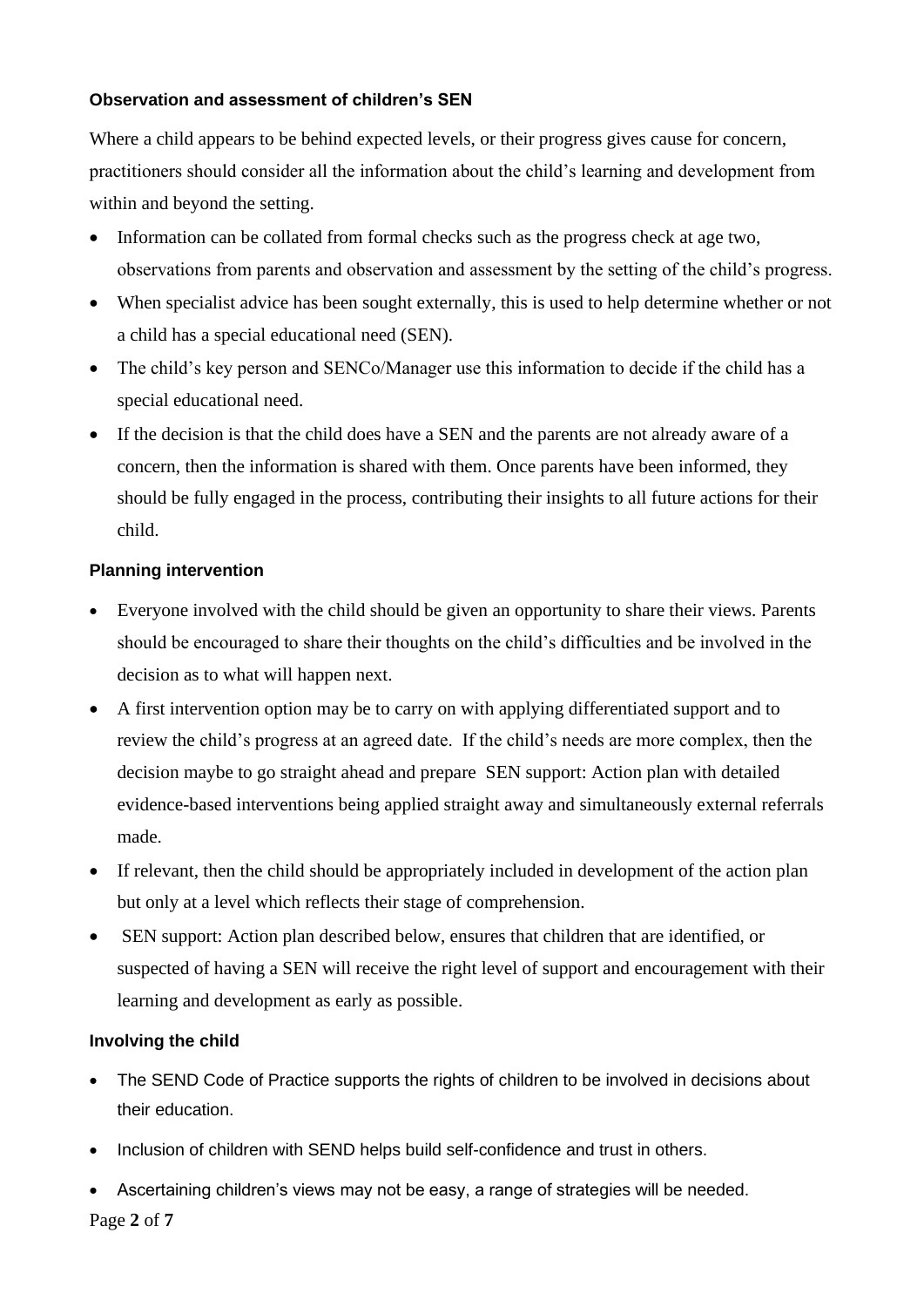### Observation and assessment of children's SEN

Where a child appears to be behind expected levels, or their progress gives cause for concern, practitioners should consider all the information about the child's learning and development from within and beyond the setting.

- Information can be collated from formal checks such as the progress check at age two, observations from parents and observation and assessment by the setting of the child's progress.
- When specialist advice has been sought externally, this is used to help determine whether or not a child has a special educational need (SEN).
- The child's key person and SENCo/Manager use this information to decide if the child has a special educational need.
- If the decision is that the child does have a SEN and the parents are not already aware of a concern, then the information is shared with them. Once parents have been informed, they should be fully engaged in the process, contributing their insights to all future actions for their child.

### Planning intervention

- Everyone involved with the child should be given an opportunity to share their views. Parents should be encouraged to share their thoughts on the child's difficulties and be involved in the decision as to what will happen next.
- A first intervention option may be to carry on with applying differentiated support and to review the child's progress at an agreed date. If the child's needs are more complex, then the decision maybe to go straight ahead and prepare SEN support: Action plan with detailed evidence-based interventions being applied straight away and simultaneously external referrals made.
- If relevant, then the child should be appropriately included in development of the action plan but only at a level which reflects their stage of comprehension.
- SEN support: Action plan described below, ensures that children that are identified, or suspected of having a SEN will receive the right level of support and encouragement with their learning and development as early as possible.

### Involving the child

- The SEND Code of Practice supports the rights of children to be involved in decisions about their education.
- Inclusion of children with SEND helps build self-confidence and trust in others.
- Ascertaining children's views may not be easy, a range of strategies will be needed.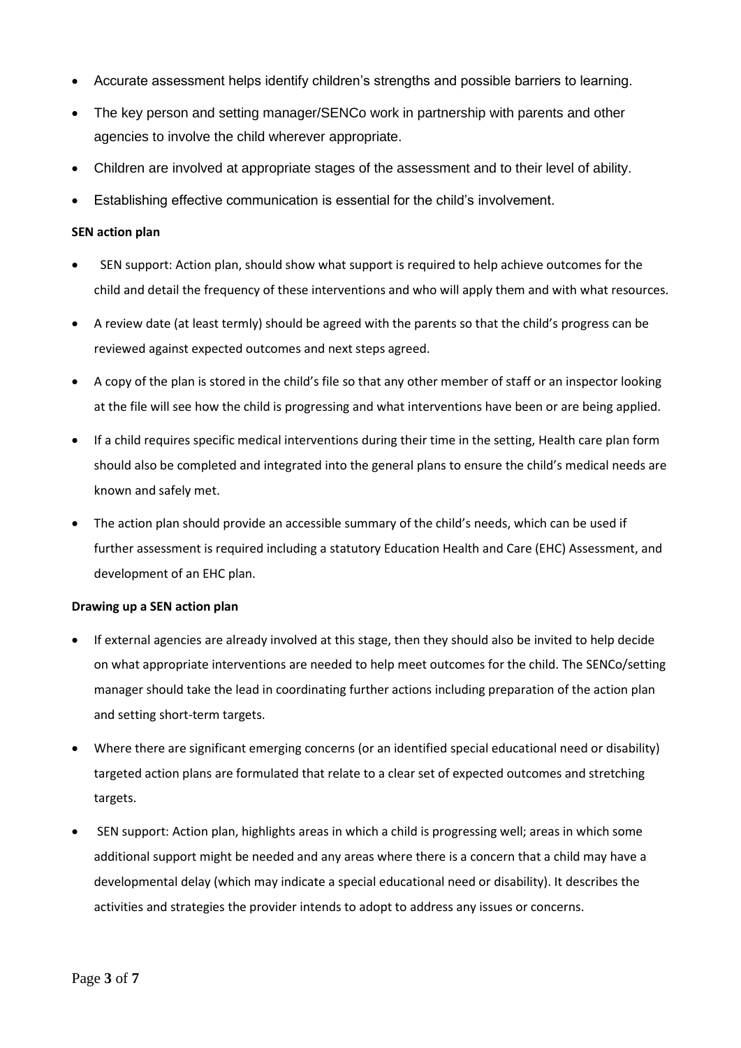- Accurate assessment helps identify children's strengths and possible barriers to learning.
- The key person and setting manager/SENCo work in partnership with parents and other agencies to involve the child wherever appropriate.
- Children are involved at appropriate stages of the assessment and to their level of ability.
- Establishing effective communication is essential for the child's involvement.

**SEN action plan**

- SEN support: Action plan, should show what support is required to help achieve outcomes for the child and detail the frequency of these interventions and who will apply them and with what resources.
- A review date (at least termly) should be agreed with the parents so that the child's progress can be reviewed against expected outcomes and next steps agreed.
- A copy of the plan is stored in the child's file so that any other member of staff or an inspector looking at the file will see how the child is progressing and what interventions have been or are being applied.
- If a child requires specific medical interventions during their time in the setting, Health care plan form should also be completed and integrated into the general plans to ensure the child's medical needs are known and safely met.
- The action plan should provide an accessible summary of the child's needs, which can be used if further assessment is required including a statutory Education Health and Care (EHC) Assessment, and development of an EHC plan.

**Drawing up a SEN action plan**

- If external agencies are already involved at this stage, then they should also be invited to help decide on what appropriate interventions are needed to help meet outcomes for the child. The SENCo/setting manager should take the lead in coordinating further actions including preparation of the action plan and setting short-term targets.
- Where there are significant emerging concerns (or an identified special educational need or disability) targeted action plans are formulated that relate to a clear set of expected outcomes and stretching targets.
- SEN support: Action plan, highlights areas in which a child is progressing well; areas in which some additional support might be needed and any areas where there is a concern that a child may have a developmental delay (which may indicate a special educational need or disability). It describes the activities and strategies the provider intends to adopt to address any issues or concerns.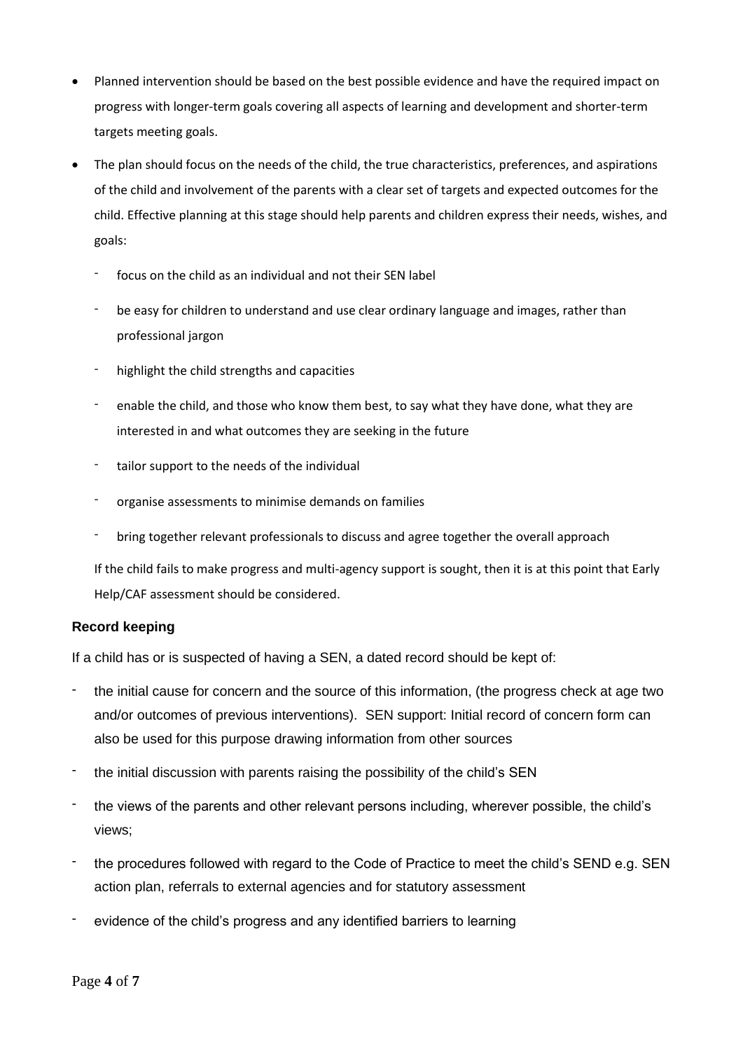- Planned intervention should be based on the best possible evidence and have the required impact on progress with longer-term goals covering all aspects of learning and development and shorter-term targets meeting goals.
- The plan should focus on the needs of the child, the true characteristics, preferences, and aspirations of the child and involvement of the parents with a clear set of targets and expected outcomes for the child. Effective planning at this stage should help parents and children express their needs, wishes, and goals:
  - focus on the child as an individual and not their SEN label
  - be easy for children to understand and use clear ordinary language and images, rather than professional jargon
  - highlight the child strengths and capacities
  - enable the child, and those who know them best, to say what they have done, what they are interested in and what outcomes they are seeking in the future
  - tailor support to the needs of the individual
  - organise assessments to minimise demands on families
  - bring together relevant professionals to discuss and agree together the overall approach

  If the child fails to make progress and multi-agency support is sought, then it is at this point that Early Help/CAF assessment should be considered.

**Record keeping**

If a child has or is suspected of having a SEN, a dated record should be kept of:

- the initial cause for concern and the source of this information, (the progress check at age two and/or outcomes of previous interventions). SEN support: Initial record of concern form can also be used for this purpose drawing information from other sources
- the initial discussion with parents raising the possibility of the child's SEN
- the views of the parents and other relevant persons including, wherever possible, the child's views;
- the procedures followed with regard to the Code of Practice to meet the child's SEND e.g. SEN action plan, referrals to external agencies and for statutory assessment
- evidence of the child's progress and any identified barriers to learning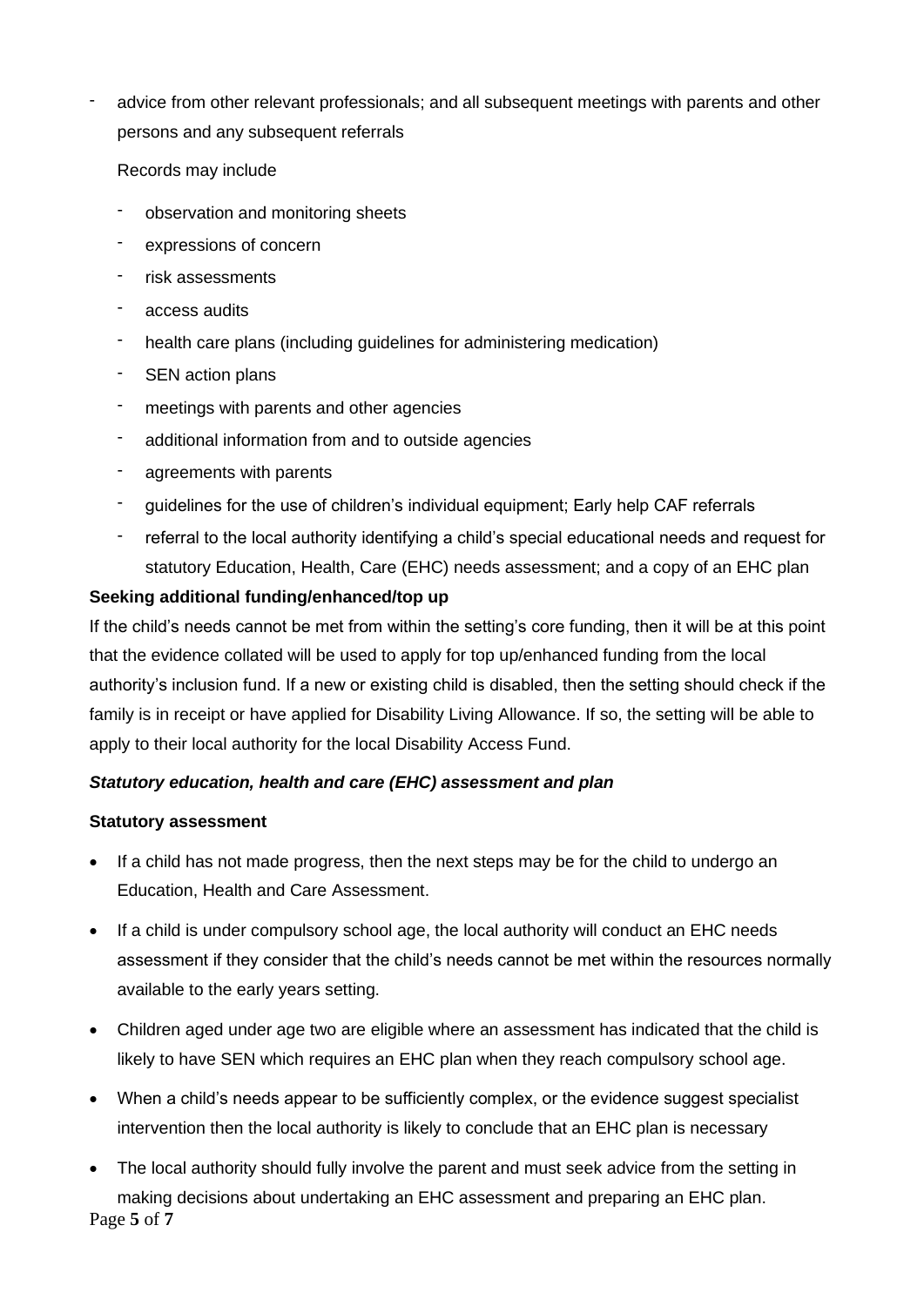- advice from other relevant professionals; and all subsequent meetings with parents and other persons and any subsequent referrals

  Records may include

  - observation and monitoring sheets
  - expressions of concern
  - risk assessments
  - access audits
  - health care plans (including guidelines for administering medication)
  - SEN action plans
  - meetings with parents and other agencies
  - additional information from and to outside agencies
  - agreements with parents
  - guidelines for the use of children's individual equipment; Early help CAF referrals
  - referral to the local authority identifying a child's special educational needs and request for statutory Education, Health, Care (EHC) needs assessment; and a copy of an EHC plan

**Seeking additional funding/enhanced/top up**

If the child's needs cannot be met from within the setting's core funding, then it will be at this point that the evidence collated will be used to apply for top up/enhanced funding from the local authority's inclusion fund. If a new or existing child is disabled, then the setting should check if the family is in receipt or have applied for Disability Living Allowance. If so, the setting will be able to apply to their local authority for the local Disability Access Fund.

***Statutory education, health and care (EHC) assessment and plan***

**Statutory assessment**

- If a child has not made progress, then the next steps may be for the child to undergo an Education, Health and Care Assessment.
- If a child is under compulsory school age, the local authority will conduct an EHC needs assessment if they consider that the child's needs cannot be met within the resources normally available to the early years setting.
- Children aged under age two are eligible where an assessment has indicated that the child is likely to have SEN which requires an EHC plan when they reach compulsory school age.
- When a child's needs appear to be sufficiently complex, or the evidence suggest specialist intervention then the local authority is likely to conclude that an EHC plan is necessary
- The local authority should fully involve the parent and must seek advice from the setting in making decisions about undertaking an EHC assessment and preparing an EHC plan.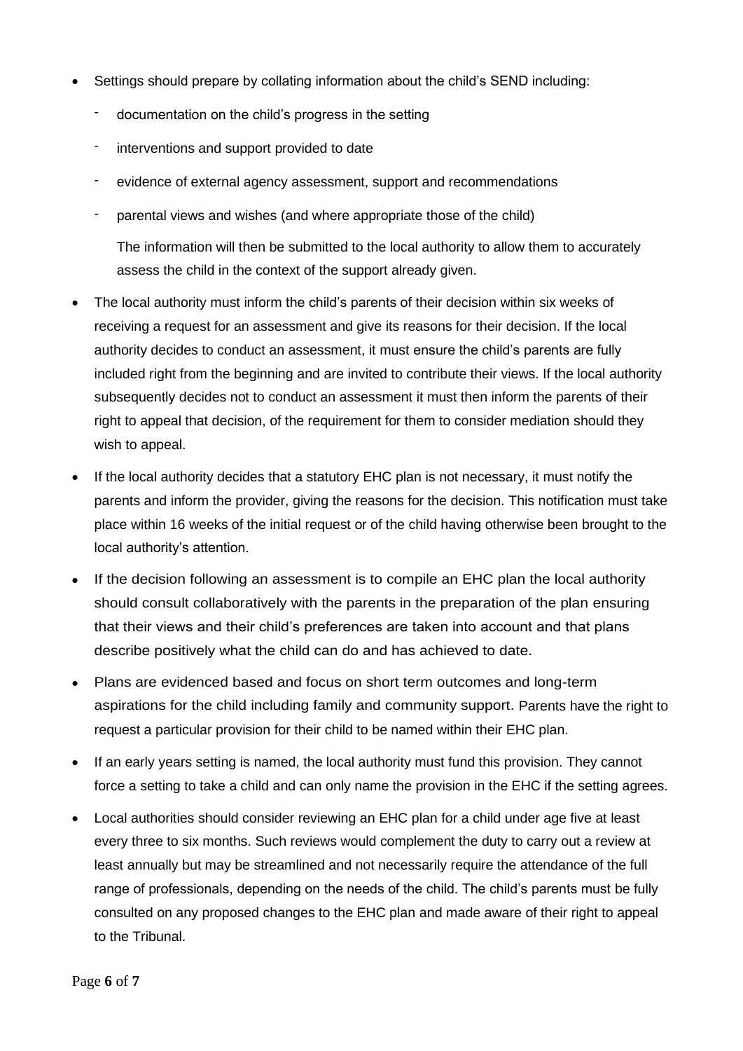- Settings should prepare by collating information about the child's SEND including:
  - documentation on the child's progress in the setting
  - interventions and support provided to date
  - evidence of external agency assessment, support and recommendations
  - parental views and wishes (and where appropriate those of the child)

  The information will then be submitted to the local authority to allow them to accurately assess the child in the context of the support already given.

- The local authority must inform the child's parents of their decision within six weeks of receiving a request for an assessment and give its reasons for their decision. If the local authority decides to conduct an assessment, it must ensure the child's parents are fully included right from the beginning and are invited to contribute their views. If the local authority subsequently decides not to conduct an assessment it must then inform the parents of their right to appeal that decision, of the requirement for them to consider mediation should they wish to appeal.

- If the local authority decides that a statutory EHC plan is not necessary, it must notify the parents and inform the provider, giving the reasons for the decision. This notification must take place within 16 weeks of the initial request or of the child having otherwise been brought to the local authority's attention.

- If the decision following an assessment is to compile an EHC plan the local authority should consult collaboratively with the parents in the preparation of the plan ensuring that their views and their child's preferences are taken into account and that plans describe positively what the child can do and has achieved to date.

- Plans are evidenced based and focus on short term outcomes and long-term aspirations for the child including family and community support. Parents have the right to request a particular provision for their child to be named within their EHC plan.

- If an early years setting is named, the local authority must fund this provision. They cannot force a setting to take a child and can only name the provision in the EHC if the setting agrees.

- Local authorities should consider reviewing an EHC plan for a child under age five at least every three to six months. Such reviews would complement the duty to carry out a review at least annually but may be streamlined and not necessarily require the attendance of the full range of professionals, depending on the needs of the child. The child's parents must be fully consulted on any proposed changes to the EHC plan and made aware of their right to appeal to the Tribunal.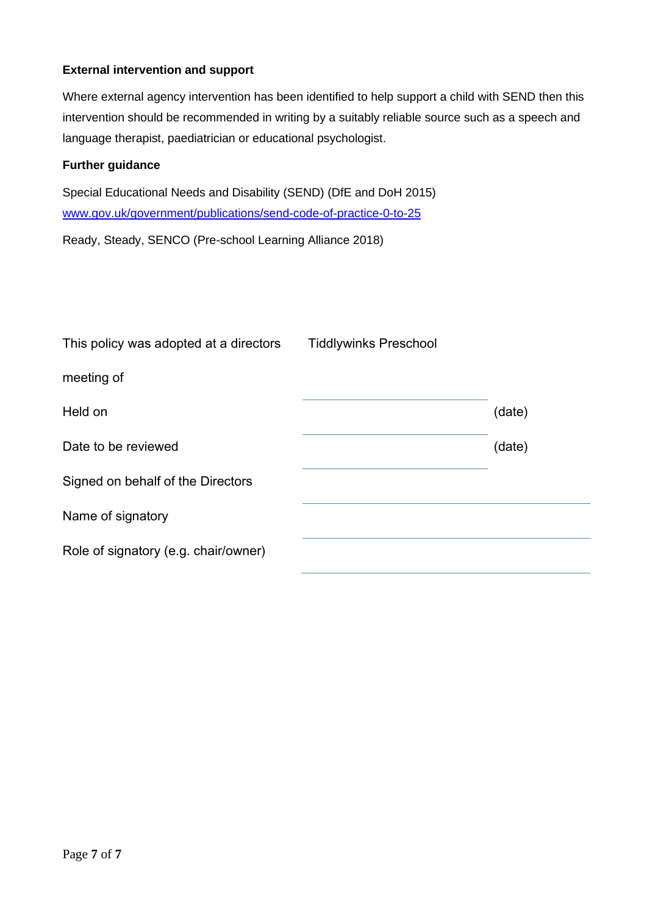**External intervention and support**

Where external agency intervention has been identified to help support a child with SEND then this intervention should be recommended in writing by a suitably reliable source such as a speech and language therapist, paediatrician or educational psychologist.

**Further guidance**

Special Educational Needs and Disability (SEND) (DfE and DoH 2015)
[www.gov.uk/government/publications/send-code-of-practice-0-to-25](http://www.gov.uk/government/publications/send-code-of-practice-0-to-25)

Ready, Steady, SENCO (Pre-school Learning Alliance 2018)

| | | |
|---|---|---|
| This policy was adopted at a directors meeting of | Tiddlywinks Preschool | |
| Held on | | (date) |
| Date to be reviewed | | (date) |
| Signed on behalf of the Directors | | |
| Name of signatory | | |
| Role of signatory (e.g. chair/owner) | | |